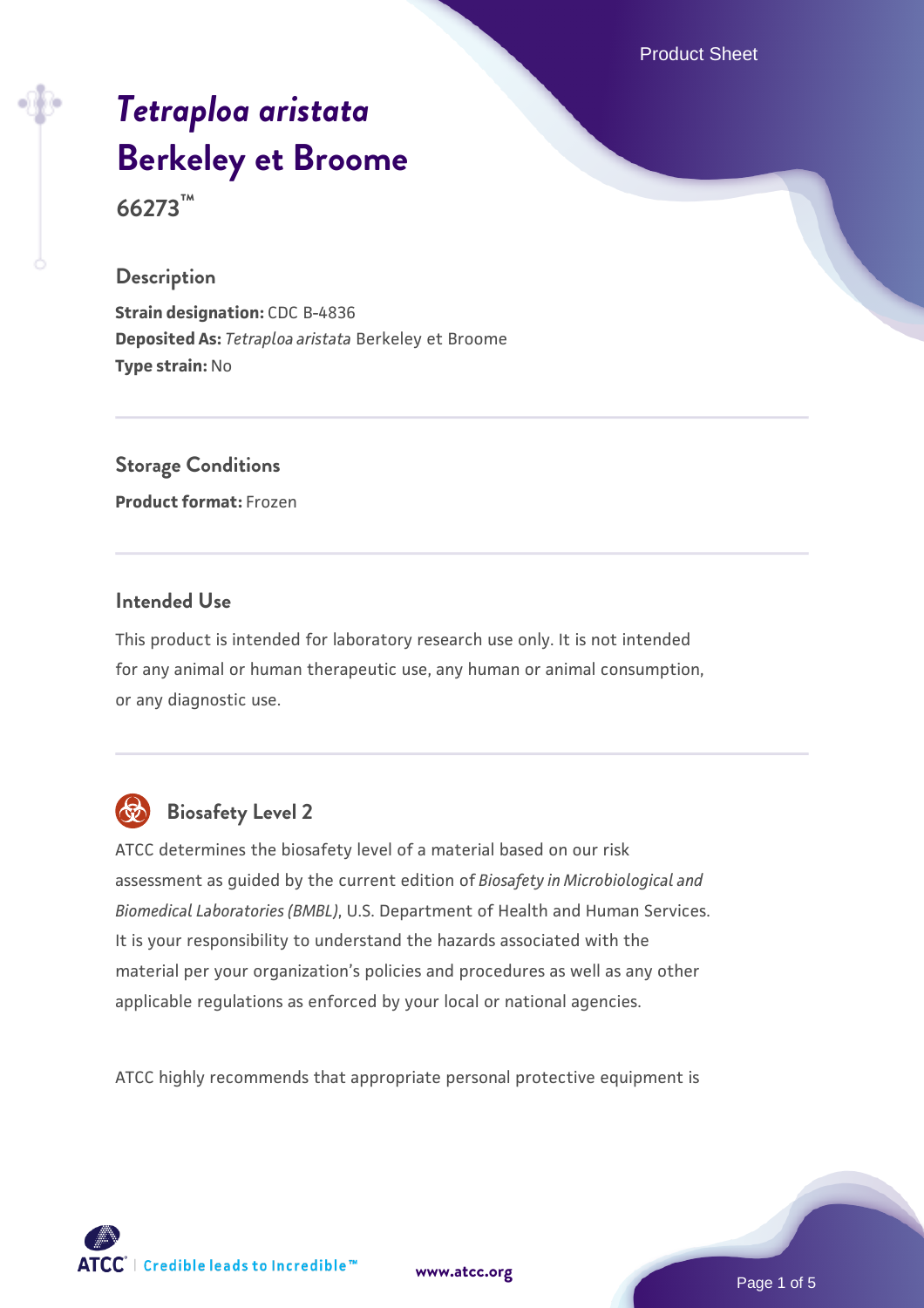# *Tetraploa aristata* Berkeley et Broome

**66273™**

## Description

**Strain designation:** CDC B-4836
**Deposited As:** *Tetraploa aristata* Berkeley et Broome
**Type strain:** No

## Storage Conditions

**Product format:** Frozen

## Intended Use

This product is intended for laboratory research use only. It is not intended for any animal or human therapeutic use, any human or animal consumption, or any diagnostic use.

## Biosafety Level 2

ATCC determines the biosafety level of a material based on our risk assessment as guided by the current edition of *Biosafety in Microbiological and Biomedical Laboratories (BMBL)*, U.S. Department of Health and Human Services. It is your responsibility to understand the hazards associated with the material per your organization's policies and procedures as well as any other applicable regulations as enforced by your local or national agencies.

ATCC highly recommends that appropriate personal protective equipment is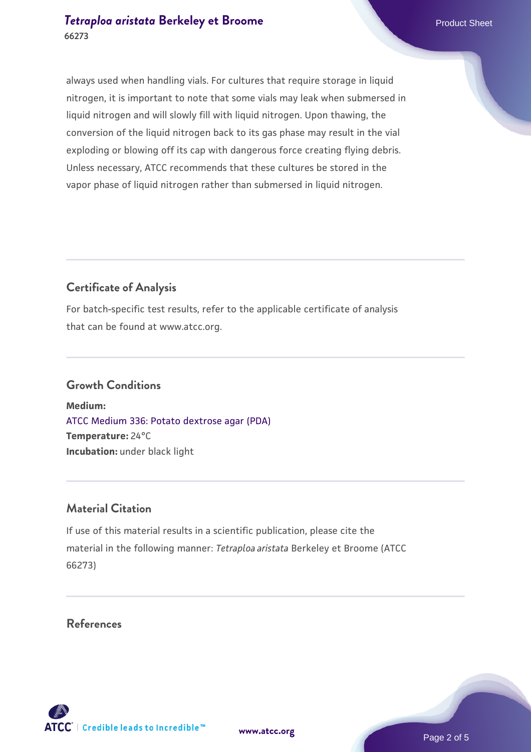always used when handling vials. For cultures that require storage in liquid nitrogen, it is important to note that some vials may leak when submersed in liquid nitrogen and will slowly fill with liquid nitrogen. Upon thawing, the conversion of the liquid nitrogen back to its gas phase may result in the vial exploding or blowing off its cap with dangerous force creating flying debris. Unless necessary, ATCC recommends that these cultures be stored in the vapor phase of liquid nitrogen rather than submersed in liquid nitrogen.

## Certificate of Analysis

For batch-specific test results, refer to the applicable certificate of analysis that can be found at www.atcc.org.

## Growth Conditions

**Medium:**
ATCC Medium 336: Potato dextrose agar (PDA)
**Temperature:** 24°C
**Incubation:** under black light

## Material Citation

If use of this material results in a scientific publication, please cite the material in the following manner: *Tetraploa aristata* Berkeley et Broome (ATCC 66273)

## References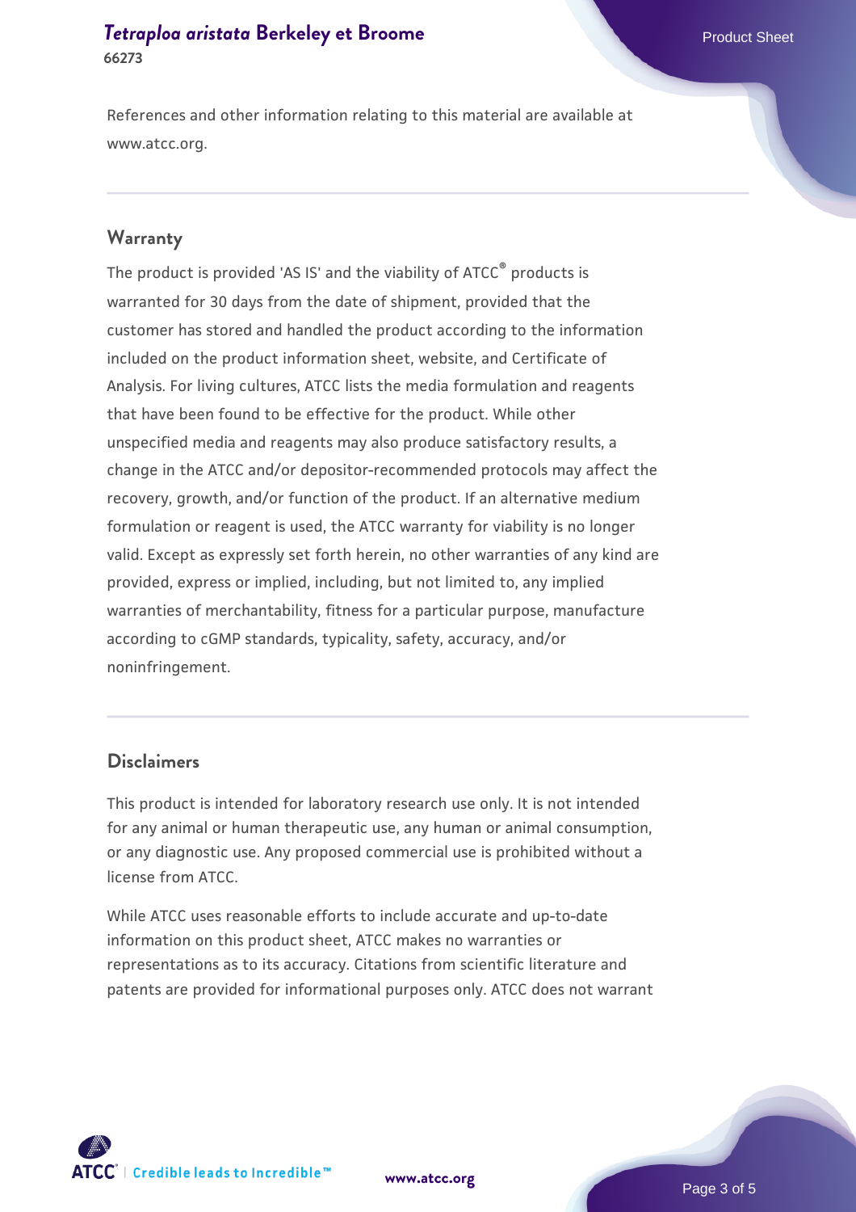References and other information relating to this material are available at www.atcc.org.

## Warranty

The product is provided 'AS IS' and the viability of ATCC® products is warranted for 30 days from the date of shipment, provided that the customer has stored and handled the product according to the information included on the product information sheet, website, and Certificate of Analysis. For living cultures, ATCC lists the media formulation and reagents that have been found to be effective for the product. While other unspecified media and reagents may also produce satisfactory results, a change in the ATCC and/or depositor-recommended protocols may affect the recovery, growth, and/or function of the product. If an alternative medium formulation or reagent is used, the ATCC warranty for viability is no longer valid. Except as expressly set forth herein, no other warranties of any kind are provided, express or implied, including, but not limited to, any implied warranties of merchantability, fitness for a particular purpose, manufacture according to cGMP standards, typicality, safety, accuracy, and/or noninfringement.

## Disclaimers

This product is intended for laboratory research use only. It is not intended for any animal or human therapeutic use, any human or animal consumption, or any diagnostic use. Any proposed commercial use is prohibited without a license from ATCC.

While ATCC uses reasonable efforts to include accurate and up-to-date information on this product sheet, ATCC makes no warranties or representations as to its accuracy. Citations from scientific literature and patents are provided for informational purposes only. ATCC does not warrant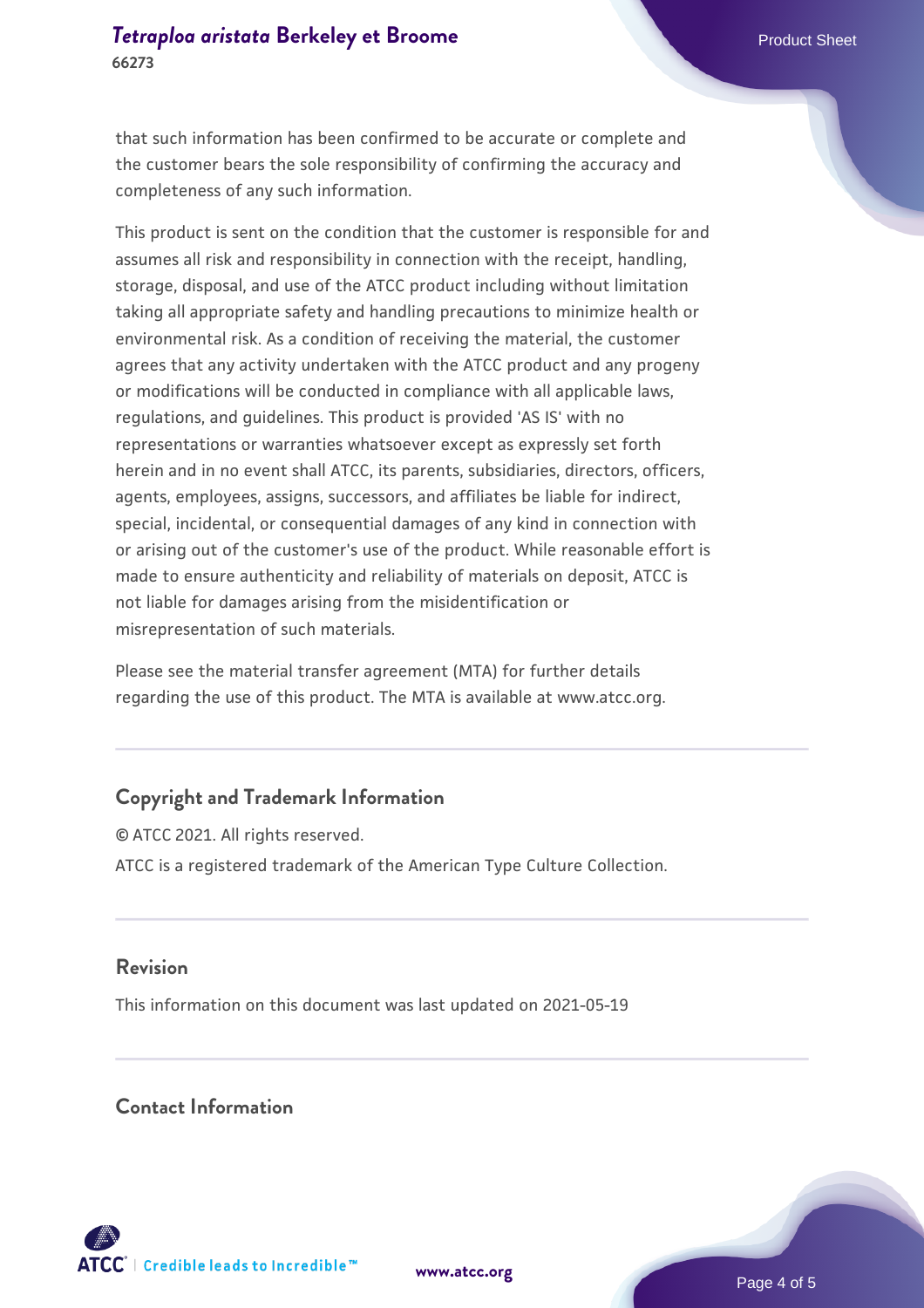that such information has been confirmed to be accurate or complete and the customer bears the sole responsibility of confirming the accuracy and completeness of any such information.

This product is sent on the condition that the customer is responsible for and assumes all risk and responsibility in connection with the receipt, handling, storage, disposal, and use of the ATCC product including without limitation taking all appropriate safety and handling precautions to minimize health or environmental risk. As a condition of receiving the material, the customer agrees that any activity undertaken with the ATCC product and any progeny or modifications will be conducted in compliance with all applicable laws, regulations, and guidelines. This product is provided 'AS IS' with no representations or warranties whatsoever except as expressly set forth herein and in no event shall ATCC, its parents, subsidiaries, directors, officers, agents, employees, assigns, successors, and affiliates be liable for indirect, special, incidental, or consequential damages of any kind in connection with or arising out of the customer's use of the product. While reasonable effort is made to ensure authenticity and reliability of materials on deposit, ATCC is not liable for damages arising from the misidentification or misrepresentation of such materials.

Please see the material transfer agreement (MTA) for further details regarding the use of this product. The MTA is available at www.atcc.org.

## Copyright and Trademark Information

© ATCC 2021. All rights reserved.

ATCC is a registered trademark of the American Type Culture Collection.

## Revision

This information on this document was last updated on 2021-05-19

## Contact Information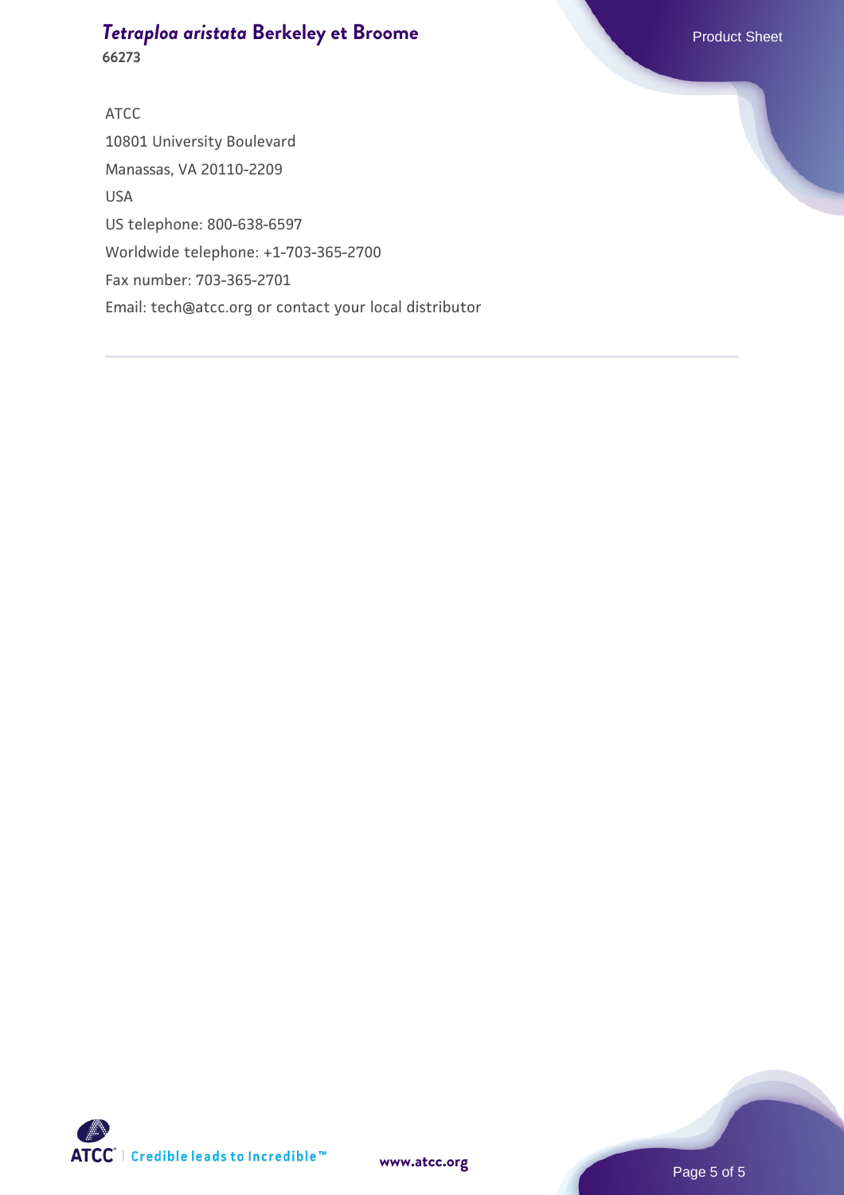ATCC

10801 University Boulevard

Manassas, VA 20110-2209

USA

US telephone: 800-638-6597

Worldwide telephone: +1-703-365-2700

Fax number: 703-365-2701

Email: tech@atcc.org or contact your local distributor